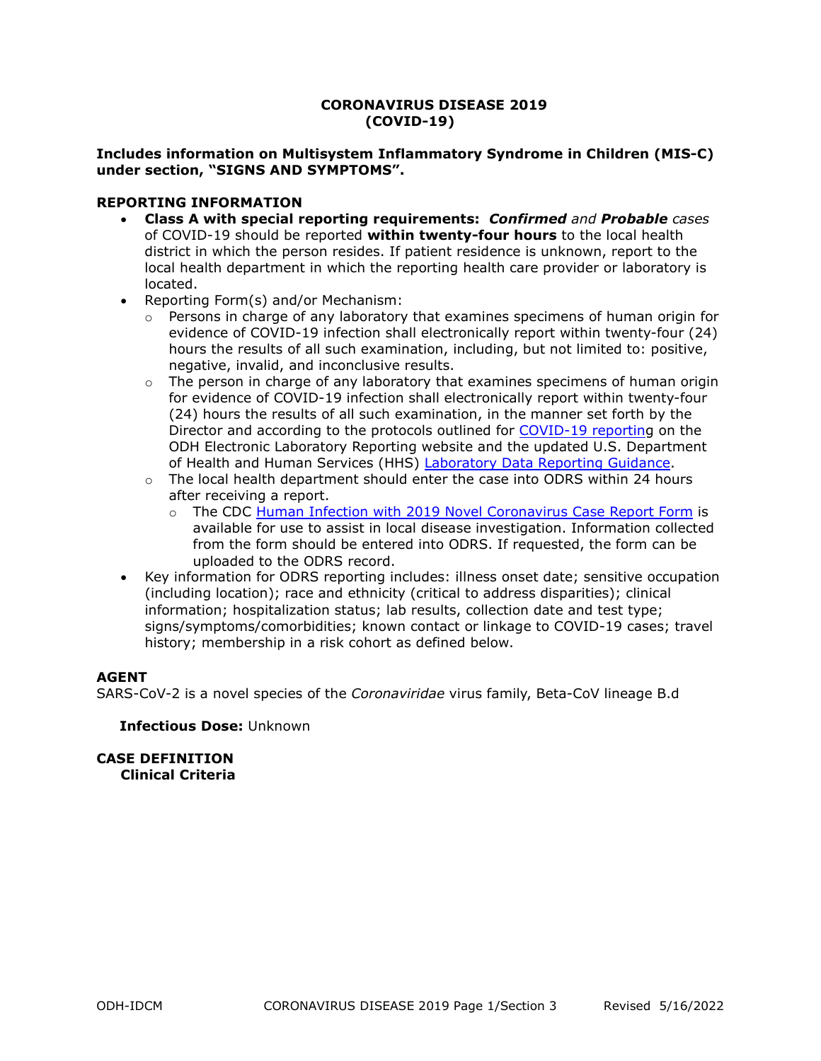# CORONAVIRUS DISEASE 2019 (COVID-19)

**Includes information on Multisystem Inflammatory Syndrome in Children (MIS-C) under section, "SIGNS AND SYMPTOMS".**

## REPORTING INFORMATION

- **Class A with special reporting requirements:** ***Confirmed*** *and* ***Probable*** *cases* of COVID-19 should be reported **within twenty-four hours** to the local health district in which the person resides. If patient residence is unknown, report to the local health department in which the reporting health care provider or laboratory is located.
- Reporting Form(s) and/or Mechanism:
  - Persons in charge of any laboratory that examines specimens of human origin for evidence of COVID-19 infection shall electronically report within twenty-four (24) hours the results of all such examination, including, but not limited to: positive, negative, invalid, and inconclusive results.
  - The person in charge of any laboratory that examines specimens of human origin for evidence of COVID-19 infection shall electronically report within twenty-four (24) hours the results of all such examination, in the manner set forth by the Director and according to the protocols outlined for COVID-19 reporting on the ODH Electronic Laboratory Reporting website and the updated U.S. Department of Health and Human Services (HHS) Laboratory Data Reporting Guidance.
  - The local health department should enter the case into ODRS within 24 hours after receiving a report.
    - The CDC Human Infection with 2019 Novel Coronavirus Case Report Form is available for use to assist in local disease investigation. Information collected from the form should be entered into ODRS. If requested, the form can be uploaded to the ODRS record.
- Key information for ODRS reporting includes: illness onset date; sensitive occupation (including location); race and ethnicity (critical to address disparities); clinical information; hospitalization status; lab results, collection date and test type; signs/symptoms/comorbidities; known contact or linkage to COVID-19 cases; travel history; membership in a risk cohort as defined below.

## AGENT

SARS-CoV-2 is a novel species of the *Coronaviridae* virus family, Beta-CoV lineage B.d

**Infectious Dose:** Unknown

## CASE DEFINITION

### Clinical Criteria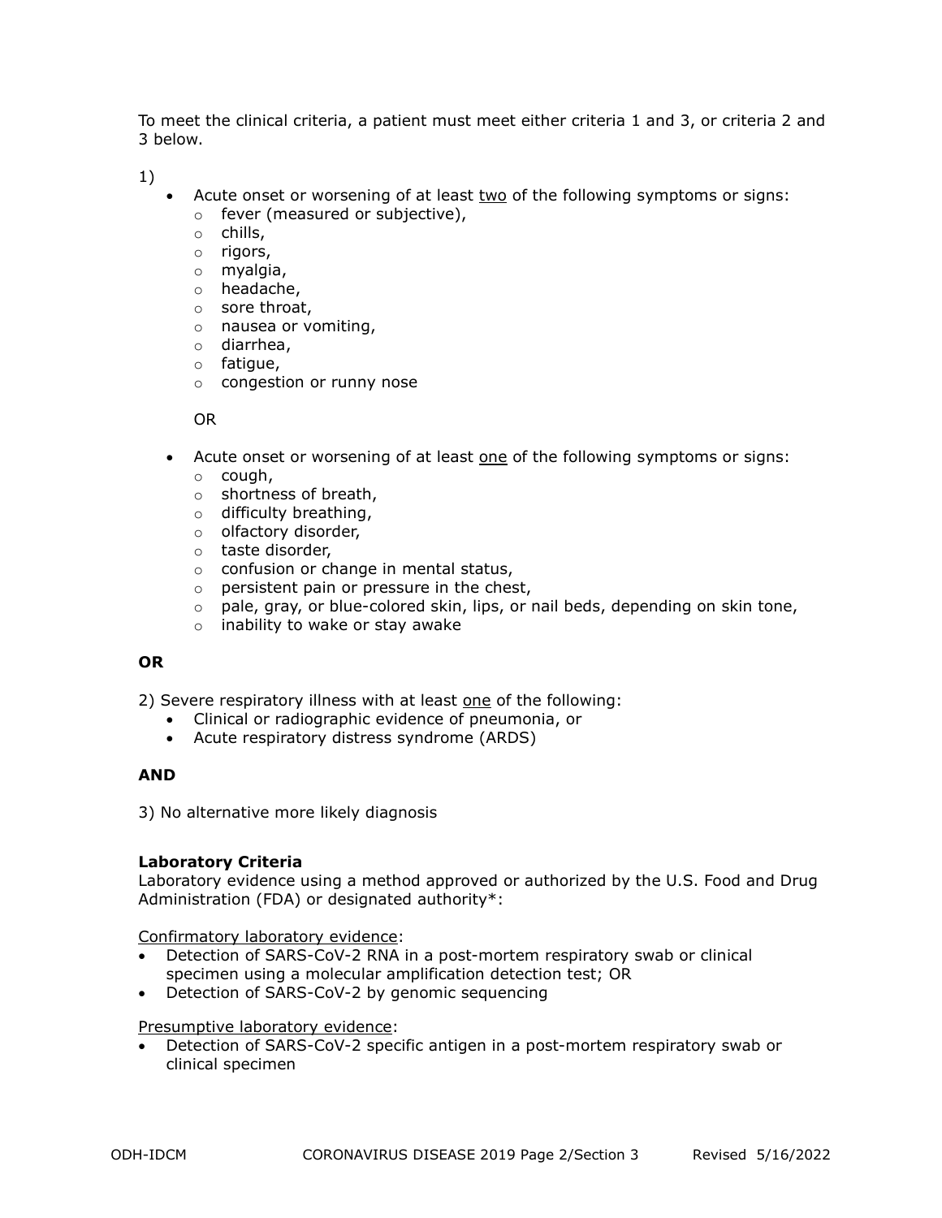To meet the clinical criteria, a patient must meet either criteria 1 and 3, or criteria 2 and 3 below.

1)

- Acute onset or worsening of at least <u>two</u> of the following symptoms or signs:
  - fever (measured or subjective),
  - chills,
  - rigors,
  - myalgia,
  - headache,
  - sore throat,
  - nausea or vomiting,
  - diarrhea,
  - fatigue,
  - congestion or runny nose

  OR

- Acute onset or worsening of at least <u>one</u> of the following symptoms or signs:
  - cough,
  - shortness of breath,
  - difficulty breathing,
  - olfactory disorder,
  - taste disorder,
  - confusion or change in mental status,
  - persistent pain or pressure in the chest,
  - pale, gray, or blue-colored skin, lips, or nail beds, depending on skin tone,
  - inability to wake or stay awake

**OR**

2) Severe respiratory illness with at least <u>one</u> of the following:

- Clinical or radiographic evidence of pneumonia, or
- Acute respiratory distress syndrome (ARDS)

**AND**

3) No alternative more likely diagnosis

**Laboratory Criteria**

Laboratory evidence using a method approved or authorized by the U.S. Food and Drug Administration (FDA) or designated authority*:

<u>Confirmatory laboratory evidence</u>:

- Detection of SARS-CoV-2 RNA in a post-mortem respiratory swab or clinical specimen using a molecular amplification detection test; OR
- Detection of SARS-CoV-2 by genomic sequencing

<u>Presumptive laboratory evidence</u>:

- Detection of SARS-CoV-2 specific antigen in a post-mortem respiratory swab or clinical specimen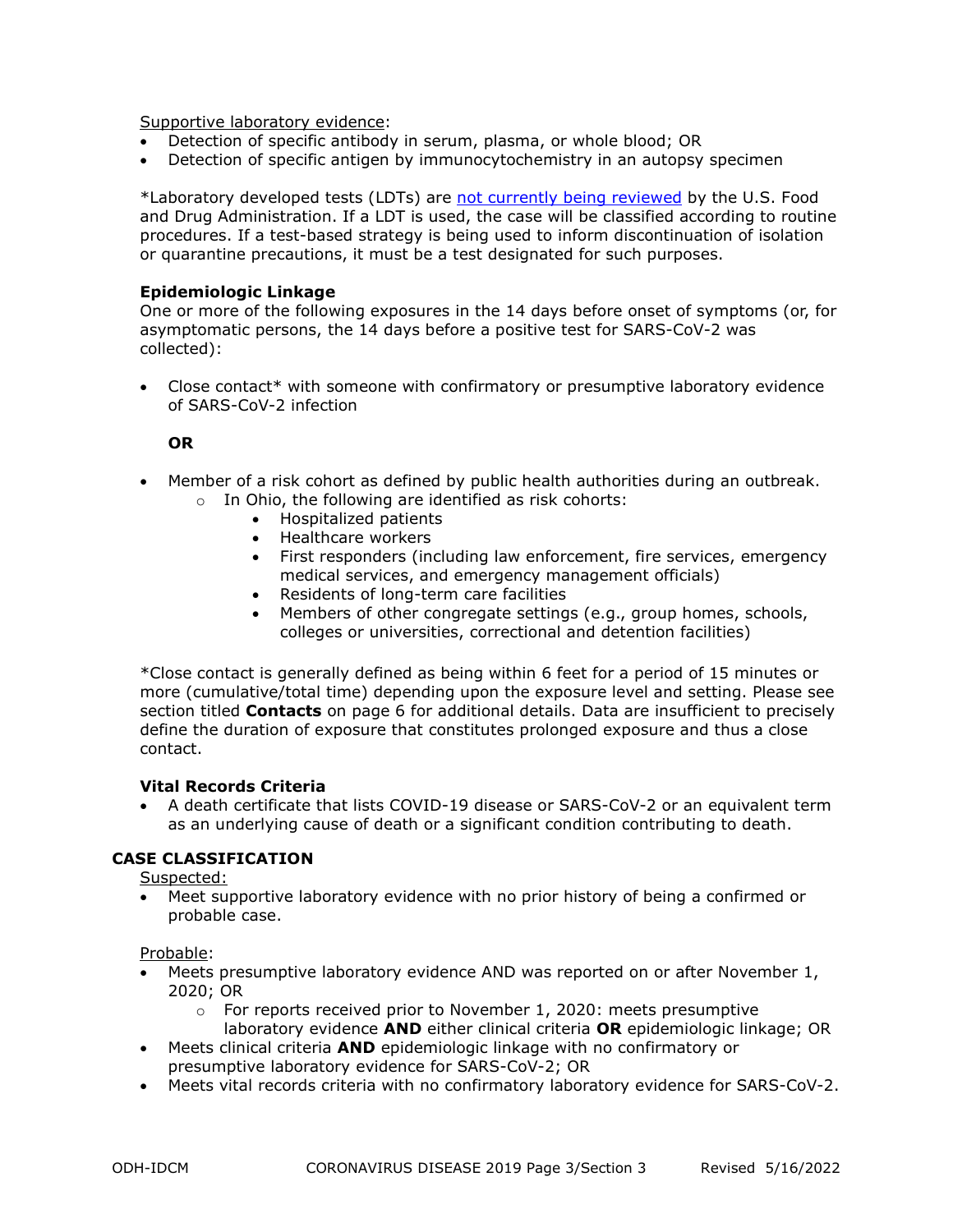<u>Supportive laboratory evidence</u>:

- Detection of specific antibody in serum, plasma, or whole blood; OR
- Detection of specific antigen by immunocytochemistry in an autopsy specimen

*Laboratory developed tests (LDTs) are [not currently being reviewed] by the U.S. Food and Drug Administration. If a LDT is used, the case will be classified according to routine procedures. If a test-based strategy is being used to inform discontinuation of isolation or quarantine precautions, it must be a test designated for such purposes.

**Epidemiologic Linkage**

One or more of the following exposures in the 14 days before onset of symptoms (or, for asymptomatic persons, the 14 days before a positive test for SARS-CoV-2 was collected):

- Close contact* with someone with confirmatory or presumptive laboratory evidence of SARS-CoV-2 infection

  **OR**

- Member of a risk cohort as defined by public health authorities during an outbreak.
  - In Ohio, the following are identified as risk cohorts:
    - Hospitalized patients
    - Healthcare workers
    - First responders (including law enforcement, fire services, emergency medical services, and emergency management officials)
    - Residents of long-term care facilities
    - Members of other congregate settings (e.g., group homes, schools, colleges or universities, correctional and detention facilities)

*Close contact is generally defined as being within 6 feet for a period of 15 minutes or more (cumulative/total time) depending upon the exposure level and setting. Please see section titled **Contacts** on page 6 for additional details. Data are insufficient to precisely define the duration of exposure that constitutes prolonged exposure and thus a close contact.

**Vital Records Criteria**

- A death certificate that lists COVID-19 disease or SARS-CoV-2 or an equivalent term as an underlying cause of death or a significant condition contributing to death.

**CASE CLASSIFICATION**

<u>Suspected:</u>

- Meet supportive laboratory evidence with no prior history of being a confirmed or probable case.

<u>Probable</u>:

- Meets presumptive laboratory evidence AND was reported on or after November 1, 2020; OR
  - For reports received prior to November 1, 2020: meets presumptive laboratory evidence **AND** either clinical criteria **OR** epidemiologic linkage; OR
- Meets clinical criteria **AND** epidemiologic linkage with no confirmatory or presumptive laboratory evidence for SARS-CoV-2; OR
- Meets vital records criteria with no confirmatory laboratory evidence for SARS-CoV-2.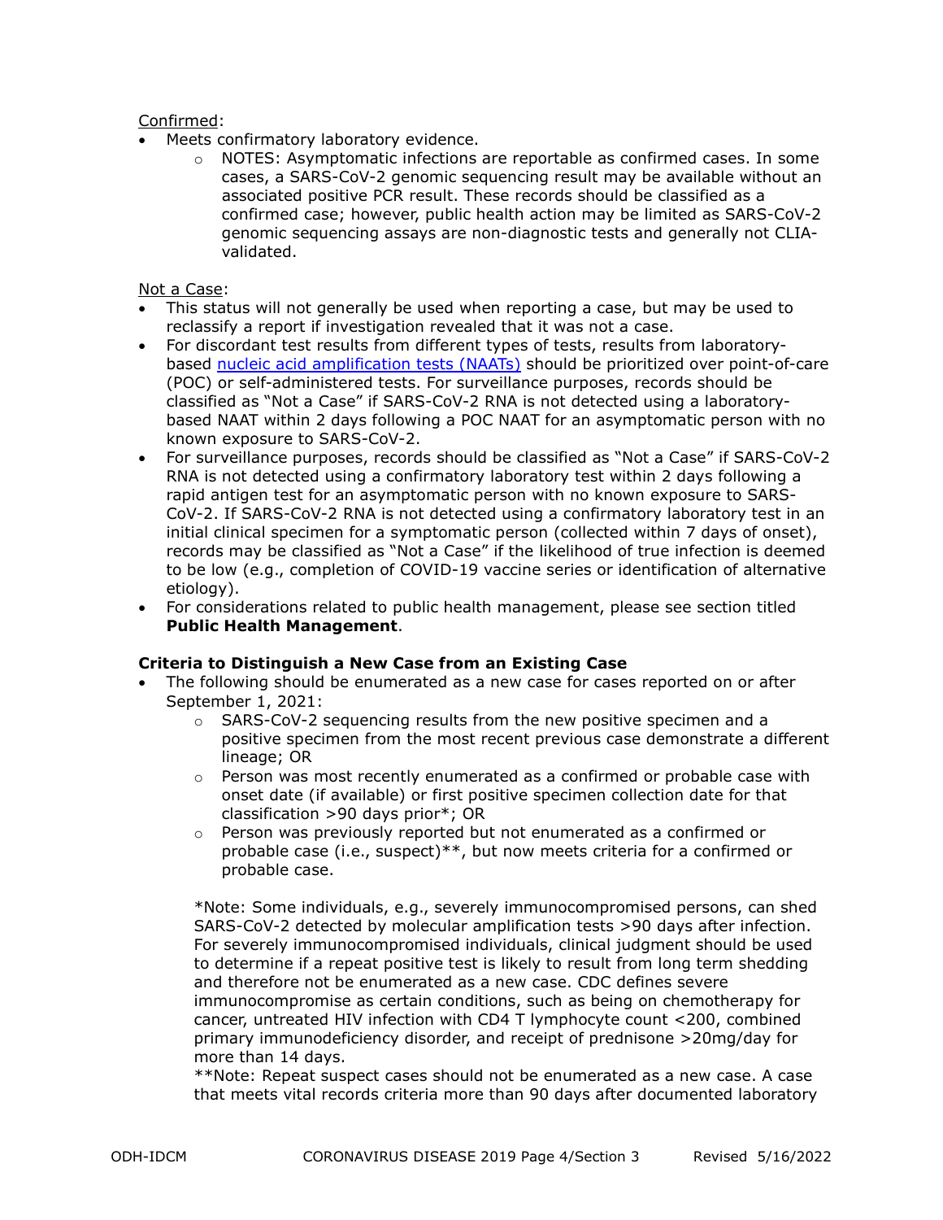Confirmed:

- Meets confirmatory laboratory evidence.
  - NOTES: Asymptomatic infections are reportable as confirmed cases. In some cases, a SARS-CoV-2 genomic sequencing result may be available without an associated positive PCR result. These records should be classified as a confirmed case; however, public health action may be limited as SARS-CoV-2 genomic sequencing assays are non-diagnostic tests and generally not CLIA-validated.

Not a Case:

- This status will not generally be used when reporting a case, but may be used to reclassify a report if investigation revealed that it was not a case.
- For discordant test results from different types of tests, results from laboratory-based nucleic acid amplification tests (NAATs) should be prioritized over point-of-care (POC) or self-administered tests. For surveillance purposes, records should be classified as "Not a Case" if SARS-CoV-2 RNA is not detected using a laboratory-based NAAT within 2 days following a POC NAAT for an asymptomatic person with no known exposure to SARS-CoV-2.
- For surveillance purposes, records should be classified as "Not a Case" if SARS-CoV-2 RNA is not detected using a confirmatory laboratory test within 2 days following a rapid antigen test for an asymptomatic person with no known exposure to SARS-CoV-2. If SARS-CoV-2 RNA is not detected using a confirmatory laboratory test in an initial clinical specimen for a symptomatic person (collected within 7 days of onset), records may be classified as "Not a Case" if the likelihood of true infection is deemed to be low (e.g., completion of COVID-19 vaccine series or identification of alternative etiology).
- For considerations related to public health management, please see section titled **Public Health Management**.

**Criteria to Distinguish a New Case from an Existing Case**

- The following should be enumerated as a new case for cases reported on or after September 1, 2021:
  - SARS-CoV-2 sequencing results from the new positive specimen and a positive specimen from the most recent previous case demonstrate a different lineage; OR
  - Person was most recently enumerated as a confirmed or probable case with onset date (if available) or first positive specimen collection date for that classification >90 days prior*; OR
  - Person was previously reported but not enumerated as a confirmed or probable case (i.e., suspect)**, but now meets criteria for a confirmed or probable case.

  *Note: Some individuals, e.g., severely immunocompromised persons, can shed SARS-CoV-2 detected by molecular amplification tests >90 days after infection. For severely immunocompromised individuals, clinical judgment should be used to determine if a repeat positive test is likely to result from long term shedding and therefore not be enumerated as a new case. CDC defines severe immunocompromise as certain conditions, such as being on chemotherapy for cancer, untreated HIV infection with CD4 T lymphocyte count <200, combined primary immunodeficiency disorder, and receipt of prednisone >20mg/day for more than 14 days.

  **Note: Repeat suspect cases should not be enumerated as a new case. A case that meets vital records criteria more than 90 days after documented laboratory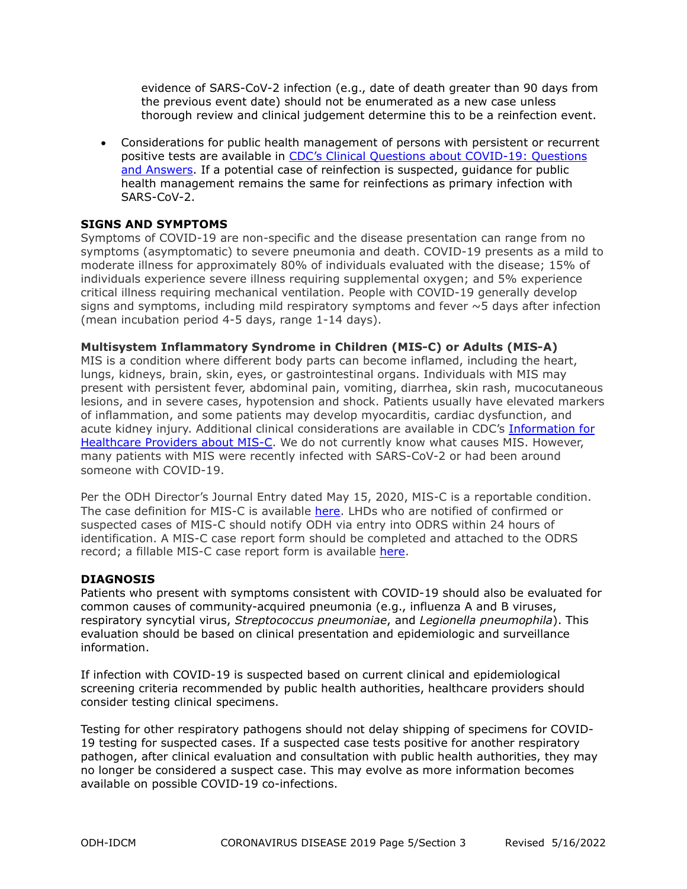evidence of SARS-CoV-2 infection (e.g., date of death greater than 90 days from the previous event date) should not be enumerated as a new case unless thorough review and clinical judgement determine this to be a reinfection event.

- Considerations for public health management of persons with persistent or recurrent positive tests are available in [CDC's Clinical Questions about COVID-19: Questions and Answers](). If a potential case of reinfection is suspected, guidance for public health management remains the same for reinfections as primary infection with SARS-CoV-2.

## SIGNS AND SYMPTOMS

Symptoms of COVID-19 are non-specific and the disease presentation can range from no symptoms (asymptomatic) to severe pneumonia and death. COVID-19 presents as a mild to moderate illness for approximately 80% of individuals evaluated with the disease; 15% of individuals experience severe illness requiring supplemental oxygen; and 5% experience critical illness requiring mechanical ventilation. People with COVID-19 generally develop signs and symptoms, including mild respiratory symptoms and fever ~5 days after infection (mean incubation period 4-5 days, range 1-14 days).

### Multisystem Inflammatory Syndrome in Children (MIS-C) or Adults (MIS-A)

MIS is a condition where different body parts can become inflamed, including the heart, lungs, kidneys, brain, skin, eyes, or gastrointestinal organs. Individuals with MIS may present with persistent fever, abdominal pain, vomiting, diarrhea, skin rash, mucocutaneous lesions, and in severe cases, hypotension and shock. Patients usually have elevated markers of inflammation, and some patients may develop myocarditis, cardiac dysfunction, and acute kidney injury. Additional clinical considerations are available in CDC's Information for Healthcare Providers about MIS-C. We do not currently know what causes MIS. However, many patients with MIS were recently infected with SARS-CoV-2 or had been around someone with COVID-19.

Per the ODH Director's Journal Entry dated May 15, 2020, MIS-C is a reportable condition. The case definition for MIS-C is available here. LHDs who are notified of confirmed or suspected cases of MIS-C should notify ODH via entry into ODRS within 24 hours of identification. A MIS-C case report form should be completed and attached to the ODRS record; a fillable MIS-C case report form is available here.

## DIAGNOSIS

Patients who present with symptoms consistent with COVID-19 should also be evaluated for common causes of community-acquired pneumonia (e.g., influenza A and B viruses, respiratory syncytial virus, *Streptococcus pneumoniae*, and *Legionella pneumophila*). This evaluation should be based on clinical presentation and epidemiologic and surveillance information.

If infection with COVID-19 is suspected based on current clinical and epidemiological screening criteria recommended by public health authorities, healthcare providers should consider testing clinical specimens.

Testing for other respiratory pathogens should not delay shipping of specimens for COVID-19 testing for suspected cases. If a suspected case tests positive for another respiratory pathogen, after clinical evaluation and consultation with public health authorities, they may no longer be considered a suspect case. This may evolve as more information becomes available on possible COVID-19 co-infections.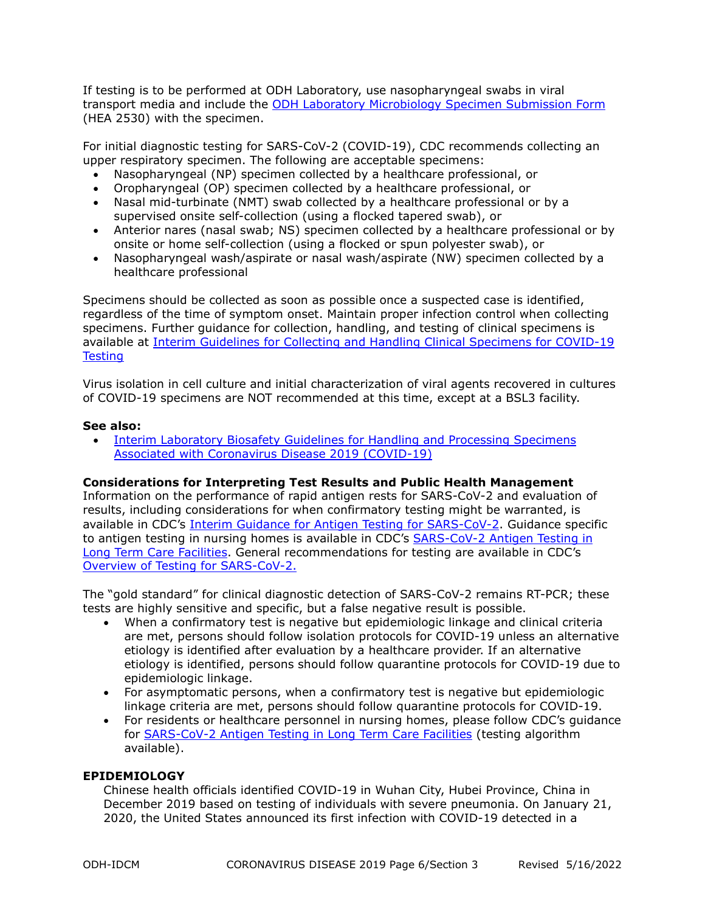If testing is to be performed at ODH Laboratory, use nasopharyngeal swabs in viral transport media and include the ODH Laboratory Microbiology Specimen Submission Form (HEA 2530) with the specimen.

For initial diagnostic testing for SARS-CoV-2 (COVID-19), CDC recommends collecting an upper respiratory specimen. The following are acceptable specimens:

- Nasopharyngeal (NP) specimen collected by a healthcare professional, or
- Oropharyngeal (OP) specimen collected by a healthcare professional, or
- Nasal mid-turbinate (NMT) swab collected by a healthcare professional or by a supervised onsite self-collection (using a flocked tapered swab), or
- Anterior nares (nasal swab; NS) specimen collected by a healthcare professional or by onsite or home self-collection (using a flocked or spun polyester swab), or
- Nasopharyngeal wash/aspirate or nasal wash/aspirate (NW) specimen collected by a healthcare professional

Specimens should be collected as soon as possible once a suspected case is identified, regardless of the time of symptom onset. Maintain proper infection control when collecting specimens. Further guidance for collection, handling, and testing of clinical specimens is available at Interim Guidelines for Collecting and Handling Clinical Specimens for COVID-19 Testing

Virus isolation in cell culture and initial characterization of viral agents recovered in cultures of COVID-19 specimens are NOT recommended at this time, except at a BSL3 facility.

**See also:**

- Interim Laboratory Biosafety Guidelines for Handling and Processing Specimens Associated with Coronavirus Disease 2019 (COVID-19)

**Considerations for Interpreting Test Results and Public Health Management**
Information on the performance of rapid antigen rests for SARS-CoV-2 and evaluation of results, including considerations for when confirmatory testing might be warranted, is available in CDC's Interim Guidance for Antigen Testing for SARS-CoV-2. Guidance specific to antigen testing in nursing homes is available in CDC's SARS-CoV-2 Antigen Testing in Long Term Care Facilities. General recommendations for testing are available in CDC's Overview of Testing for SARS-CoV-2.

The "gold standard" for clinical diagnostic detection of SARS-CoV-2 remains RT-PCR; these tests are highly sensitive and specific, but a false negative result is possible.

- When a confirmatory test is negative but epidemiologic linkage and clinical criteria are met, persons should follow isolation protocols for COVID-19 unless an alternative etiology is identified after evaluation by a healthcare provider. If an alternative etiology is identified, persons should follow quarantine protocols for COVID-19 due to epidemiologic linkage.
- For asymptomatic persons, when a confirmatory test is negative but epidemiologic linkage criteria are met, persons should follow quarantine protocols for COVID-19.
- For residents or healthcare personnel in nursing homes, please follow CDC's guidance for SARS-CoV-2 Antigen Testing in Long Term Care Facilities (testing algorithm available).

## EPIDEMIOLOGY

Chinese health officials identified COVID-19 in Wuhan City, Hubei Province, China in December 2019 based on testing of individuals with severe pneumonia. On January 21, 2020, the United States announced its first infection with COVID-19 detected in a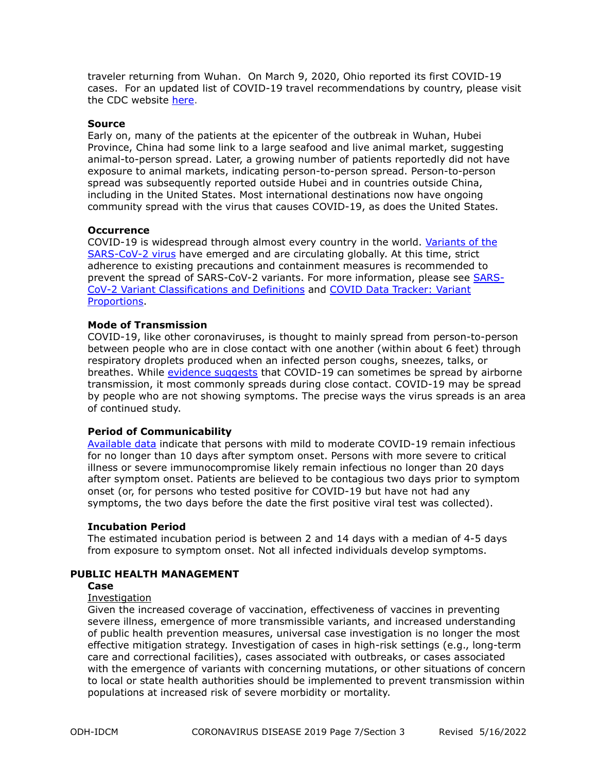traveler returning from Wuhan. On March 9, 2020, Ohio reported its first COVID-19 cases. For an updated list of COVID-19 travel recommendations by country, please visit the CDC website [here](#).

### Source

Early on, many of the patients at the epicenter of the outbreak in Wuhan, Hubei Province, China had some link to a large seafood and live animal market, suggesting animal-to-person spread. Later, a growing number of patients reportedly did not have exposure to animal markets, indicating person-to-person spread. Person-to-person spread was subsequently reported outside Hubei and in countries outside China, including in the United States. Most international destinations now have ongoing community spread with the virus that causes COVID-19, as does the United States.

### Occurrence

COVID-19 is widespread through almost every country in the world. [Variants of the SARS-CoV-2 virus](#) have emerged and are circulating globally. At this time, strict adherence to existing precautions and containment measures is recommended to prevent the spread of SARS-CoV-2 variants. For more information, please see [SARS-CoV-2 Variant Classifications and Definitions](#) and [COVID Data Tracker: Variant Proportions](#).

### Mode of Transmission

COVID-19, like other coronaviruses, is thought to mainly spread from person-to-person between people who are in close contact with one another (within about 6 feet) through respiratory droplets produced when an infected person coughs, sneezes, talks, or breathes. While [evidence suggests](#) that COVID-19 can sometimes be spread by airborne transmission, it most commonly spreads during close contact. COVID-19 may be spread by people who are not showing symptoms. The precise ways the virus spreads is an area of continued study.

### Period of Communicability

[Available data](#) indicate that persons with mild to moderate COVID-19 remain infectious for no longer than 10 days after symptom onset. Persons with more severe to critical illness or severe immunocompromise likely remain infectious no longer than 20 days after symptom onset. Patients are believed to be contagious two days prior to symptom onset (or, for persons who tested positive for COVID-19 but have not had any symptoms, the two days before the date the first positive viral test was collected).

### Incubation Period

The estimated incubation period is between 2 and 14 days with a median of 4-5 days from exposure to symptom onset. Not all infected individuals develop symptoms.

## PUBLIC HEALTH MANAGEMENT

### Case

<u>Investigation</u>

Given the increased coverage of vaccination, effectiveness of vaccines in preventing severe illness, emergence of more transmissible variants, and increased understanding of public health prevention measures, universal case investigation is no longer the most effective mitigation strategy. Investigation of cases in high-risk settings (e.g., long-term care and correctional facilities), cases associated with outbreaks, or cases associated with the emergence of variants with concerning mutations, or other situations of concern to local or state health authorities should be implemented to prevent transmission within populations at increased risk of severe morbidity or mortality.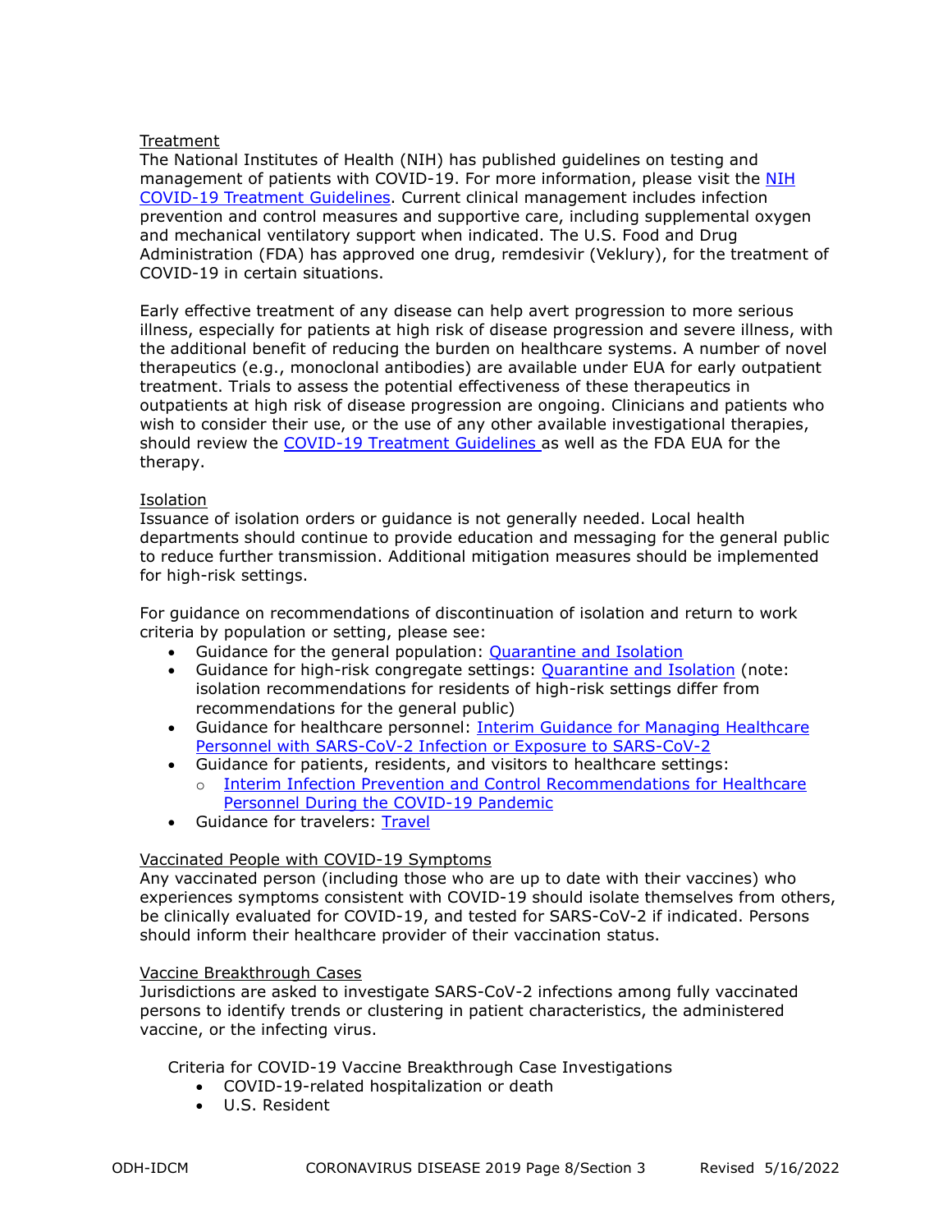Treatment

The National Institutes of Health (NIH) has published guidelines on testing and management of patients with COVID-19. For more information, please visit the NIH COVID-19 Treatment Guidelines. Current clinical management includes infection prevention and control measures and supportive care, including supplemental oxygen and mechanical ventilatory support when indicated. The U.S. Food and Drug Administration (FDA) has approved one drug, remdesivir (Veklury), for the treatment of COVID-19 in certain situations.

Early effective treatment of any disease can help avert progression to more serious illness, especially for patients at high risk of disease progression and severe illness, with the additional benefit of reducing the burden on healthcare systems. A number of novel therapeutics (e.g., monoclonal antibodies) are available under EUA for early outpatient treatment. Trials to assess the potential effectiveness of these therapeutics in outpatients at high risk of disease progression are ongoing. Clinicians and patients who wish to consider their use, or the use of any other available investigational therapies, should review the COVID-19 Treatment Guidelines as well as the FDA EUA for the therapy.

Isolation

Issuance of isolation orders or guidance is not generally needed. Local health departments should continue to provide education and messaging for the general public to reduce further transmission. Additional mitigation measures should be implemented for high-risk settings.

For guidance on recommendations of discontinuation of isolation and return to work criteria by population or setting, please see:

- Guidance for the general population: Quarantine and Isolation
- Guidance for high-risk congregate settings: Quarantine and Isolation (note: isolation recommendations for residents of high-risk settings differ from recommendations for the general public)
- Guidance for healthcare personnel: Interim Guidance for Managing Healthcare Personnel with SARS-CoV-2 Infection or Exposure to SARS-CoV-2
- Guidance for patients, residents, and visitors to healthcare settings:
  - Interim Infection Prevention and Control Recommendations for Healthcare Personnel During the COVID-19 Pandemic
- Guidance for travelers: Travel

Vaccinated People with COVID-19 Symptoms

Any vaccinated person (including those who are up to date with their vaccines) who experiences symptoms consistent with COVID-19 should isolate themselves from others, be clinically evaluated for COVID-19, and tested for SARS-CoV-2 if indicated. Persons should inform their healthcare provider of their vaccination status.

Vaccine Breakthrough Cases

Jurisdictions are asked to investigate SARS-CoV-2 infections among fully vaccinated persons to identify trends or clustering in patient characteristics, the administered vaccine, or the infecting virus.

Criteria for COVID-19 Vaccine Breakthrough Case Investigations

- COVID-19-related hospitalization or death
- U.S. Resident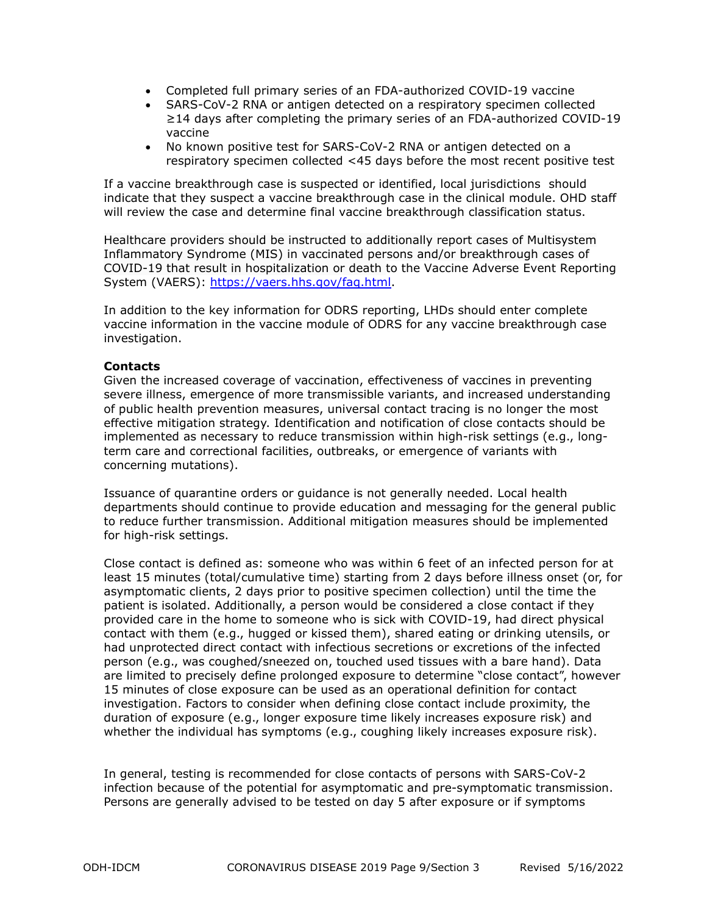- Completed full primary series of an FDA-authorized COVID-19 vaccine
- SARS-CoV-2 RNA or antigen detected on a respiratory specimen collected ≥14 days after completing the primary series of an FDA-authorized COVID-19 vaccine
- No known positive test for SARS-CoV-2 RNA or antigen detected on a respiratory specimen collected <45 days before the most recent positive test

If a vaccine breakthrough case is suspected or identified, local jurisdictions should indicate that they suspect a vaccine breakthrough case in the clinical module. OHD staff will review the case and determine final vaccine breakthrough classification status.

Healthcare providers should be instructed to additionally report cases of Multisystem Inflammatory Syndrome (MIS) in vaccinated persons and/or breakthrough cases of COVID-19 that result in hospitalization or death to the Vaccine Adverse Event Reporting System (VAERS): https://vaers.hhs.gov/faq.html.

In addition to the key information for ODRS reporting, LHDs should enter complete vaccine information in the vaccine module of ODRS for any vaccine breakthrough case investigation.

**Contacts**

Given the increased coverage of vaccination, effectiveness of vaccines in preventing severe illness, emergence of more transmissible variants, and increased understanding of public health prevention measures, universal contact tracing is no longer the most effective mitigation strategy. Identification and notification of close contacts should be implemented as necessary to reduce transmission within high-risk settings (e.g., long-term care and correctional facilities, outbreaks, or emergence of variants with concerning mutations).

Issuance of quarantine orders or guidance is not generally needed. Local health departments should continue to provide education and messaging for the general public to reduce further transmission. Additional mitigation measures should be implemented for high-risk settings.

Close contact is defined as: someone who was within 6 feet of an infected person for at least 15 minutes (total/cumulative time) starting from 2 days before illness onset (or, for asymptomatic clients, 2 days prior to positive specimen collection) until the time the patient is isolated. Additionally, a person would be considered a close contact if they provided care in the home to someone who is sick with COVID-19, had direct physical contact with them (e.g., hugged or kissed them), shared eating or drinking utensils, or had unprotected direct contact with infectious secretions or excretions of the infected person (e.g., was coughed/sneezed on, touched used tissues with a bare hand). Data are limited to precisely define prolonged exposure to determine "close contact", however 15 minutes of close exposure can be used as an operational definition for contact investigation. Factors to consider when defining close contact include proximity, the duration of exposure (e.g., longer exposure time likely increases exposure risk) and whether the individual has symptoms (e.g., coughing likely increases exposure risk).

In general, testing is recommended for close contacts of persons with SARS-CoV-2 infection because of the potential for asymptomatic and pre-symptomatic transmission. Persons are generally advised to be tested on day 5 after exposure or if symptoms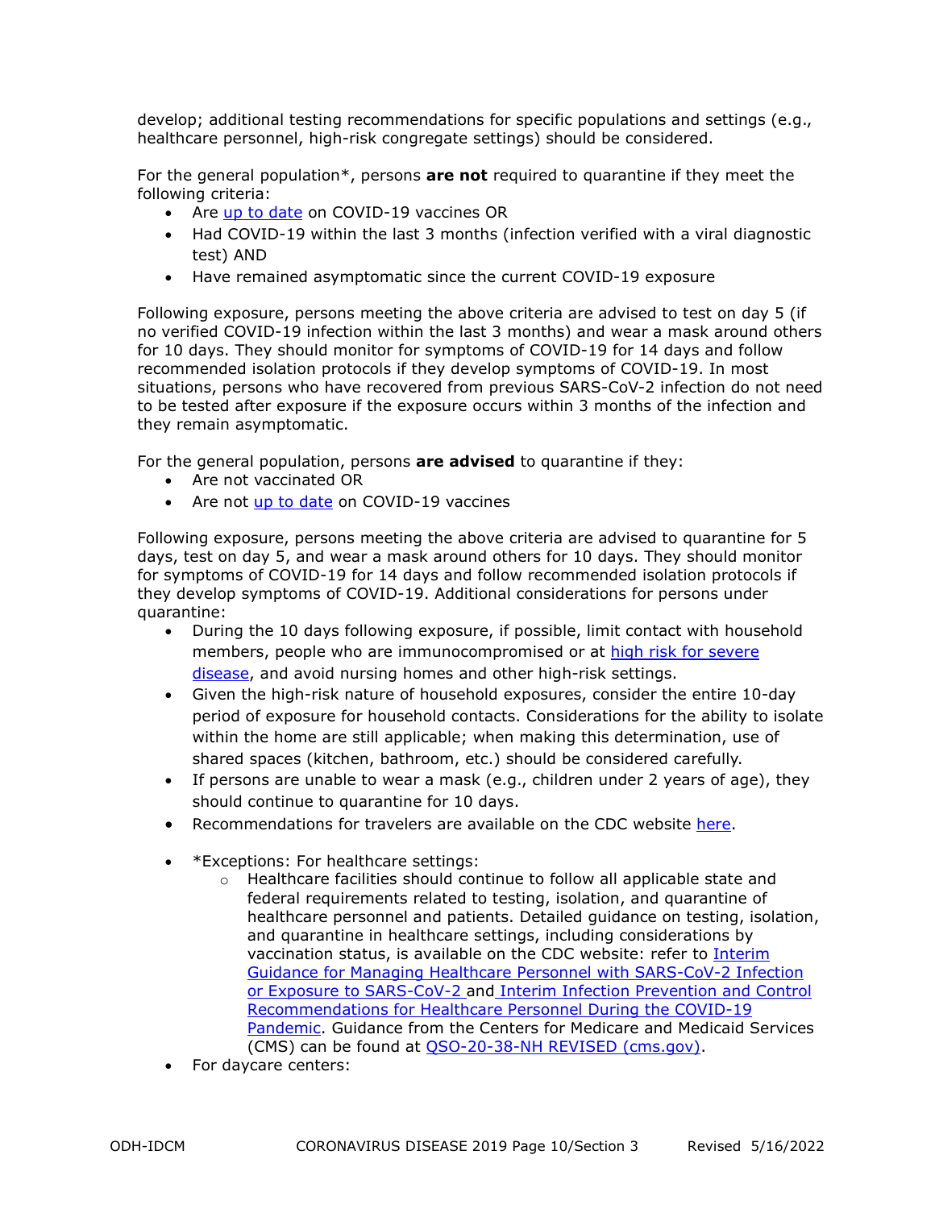develop; additional testing recommendations for specific populations and settings (e.g., healthcare personnel, high-risk congregate settings) should be considered.

For the general population*, persons **are not** required to quarantine if they meet the following criteria:

- Are up to date on COVID-19 vaccines OR
- Had COVID-19 within the last 3 months (infection verified with a viral diagnostic test) AND
- Have remained asymptomatic since the current COVID-19 exposure

Following exposure, persons meeting the above criteria are advised to test on day 5 (if no verified COVID-19 infection within the last 3 months) and wear a mask around others for 10 days. They should monitor for symptoms of COVID-19 for 14 days and follow recommended isolation protocols if they develop symptoms of COVID-19. In most situations, persons who have recovered from previous SARS-CoV-2 infection do not need to be tested after exposure if the exposure occurs within 3 months of the infection and they remain asymptomatic.

For the general population, persons **are advised** to quarantine if they:

- Are not vaccinated OR
- Are not up to date on COVID-19 vaccines

Following exposure, persons meeting the above criteria are advised to quarantine for 5 days, test on day 5, and wear a mask around others for 10 days. They should monitor for symptoms of COVID-19 for 14 days and follow recommended isolation protocols if they develop symptoms of COVID-19. Additional considerations for persons under quarantine:

- During the 10 days following exposure, if possible, limit contact with household members, people who are immunocompromised or at high risk for severe disease, and avoid nursing homes and other high-risk settings.
- Given the high-risk nature of household exposures, consider the entire 10-day period of exposure for household contacts. Considerations for the ability to isolate within the home are still applicable; when making this determination, use of shared spaces (kitchen, bathroom, etc.) should be considered carefully.
- If persons are unable to wear a mask (e.g., children under 2 years of age), they should continue to quarantine for 10 days.
- Recommendations for travelers are available on the CDC website here.

- *Exceptions: For healthcare settings:
  - Healthcare facilities should continue to follow all applicable state and federal requirements related to testing, isolation, and quarantine of healthcare personnel and patients. Detailed guidance on testing, isolation, and quarantine in healthcare settings, including considerations by vaccination status, is available on the CDC website: refer to Interim Guidance for Managing Healthcare Personnel with SARS-CoV-2 Infection or Exposure to SARS-CoV-2 and Interim Infection Prevention and Control Recommendations for Healthcare Personnel During the COVID-19 Pandemic. Guidance from the Centers for Medicare and Medicaid Services (CMS) can be found at QSO-20-38-NH REVISED (cms.gov).
- For daycare centers: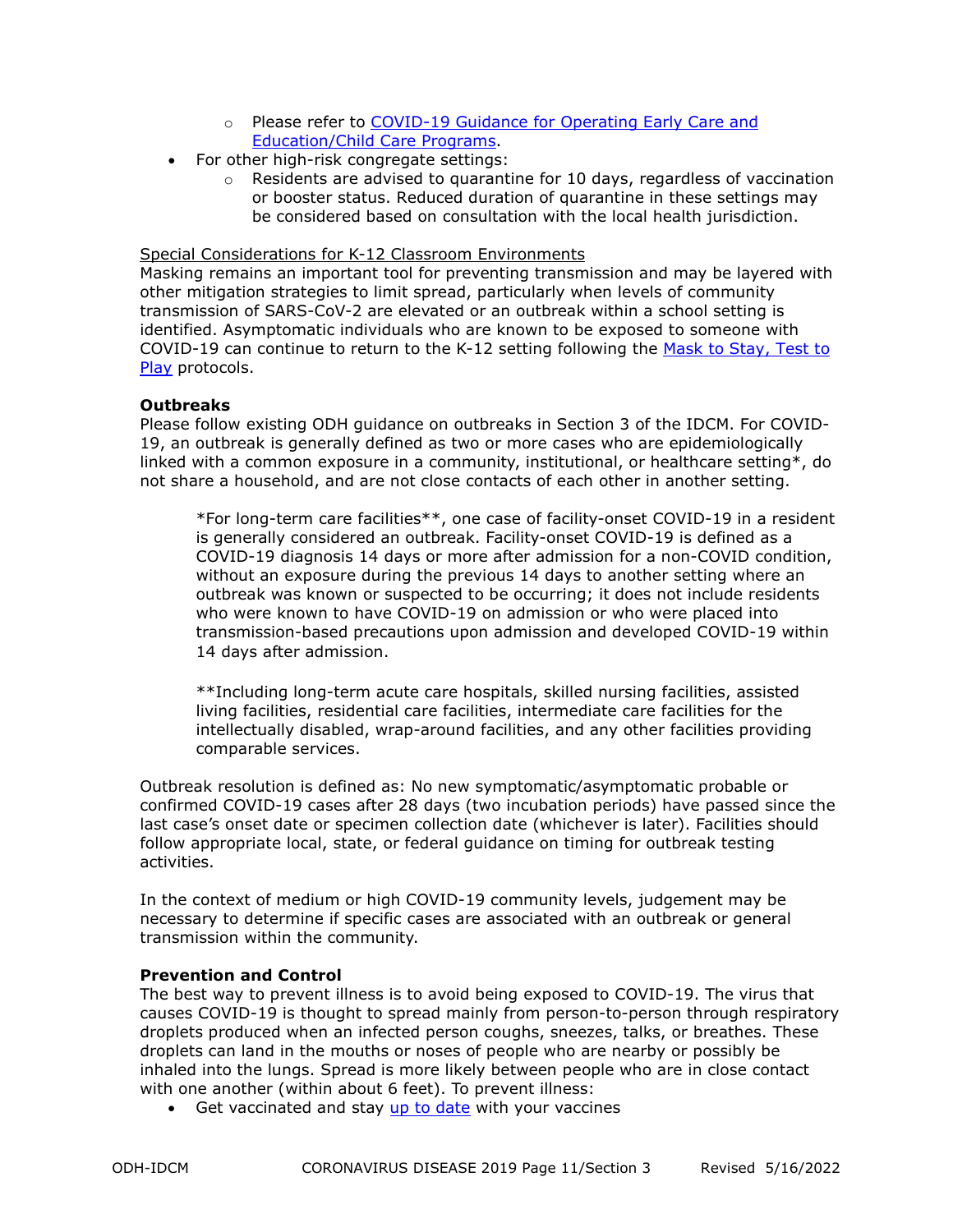- Please refer to COVID-19 Guidance for Operating Early Care and Education/Child Care Programs.
- For other high-risk congregate settings:
  - Residents are advised to quarantine for 10 days, regardless of vaccination or booster status. Reduced duration of quarantine in these settings may be considered based on consultation with the local health jurisdiction.

Special Considerations for K-12 Classroom Environments

Masking remains an important tool for preventing transmission and may be layered with other mitigation strategies to limit spread, particularly when levels of community transmission of SARS-CoV-2 are elevated or an outbreak within a school setting is identified. Asymptomatic individuals who are known to be exposed to someone with COVID-19 can continue to return to the K-12 setting following the Mask to Stay, Test to Play protocols.

**Outbreaks**

Please follow existing ODH guidance on outbreaks in Section 3 of the IDCM. For COVID-19, an outbreak is generally defined as two or more cases who are epidemiologically linked with a common exposure in a community, institutional, or healthcare setting*, do not share a household, and are not close contacts of each other in another setting.

> *For long-term care facilities**, one case of facility-onset COVID-19 in a resident is generally considered an outbreak. Facility-onset COVID-19 is defined as a COVID-19 diagnosis 14 days or more after admission for a non-COVID condition, without an exposure during the previous 14 days to another setting where an outbreak was known or suspected to be occurring; it does not include residents who were known to have COVID-19 on admission or who were placed into transmission-based precautions upon admission and developed COVID-19 within 14 days after admission.
>
> **Including long-term acute care hospitals, skilled nursing facilities, assisted living facilities, residential care facilities, intermediate care facilities for the intellectually disabled, wrap-around facilities, and any other facilities providing comparable services.

Outbreak resolution is defined as: No new symptomatic/asymptomatic probable or confirmed COVID-19 cases after 28 days (two incubation periods) have passed since the last case's onset date or specimen collection date (whichever is later). Facilities should follow appropriate local, state, or federal guidance on timing for outbreak testing activities.

In the context of medium or high COVID-19 community levels, judgement may be necessary to determine if specific cases are associated with an outbreak or general transmission within the community.

**Prevention and Control**

The best way to prevent illness is to avoid being exposed to COVID-19. The virus that causes COVID-19 is thought to spread mainly from person-to-person through respiratory droplets produced when an infected person coughs, sneezes, talks, or breathes. These droplets can land in the mouths or noses of people who are nearby or possibly be inhaled into the lungs. Spread is more likely between people who are in close contact with one another (within about 6 feet). To prevent illness:

- Get vaccinated and stay up to date with your vaccines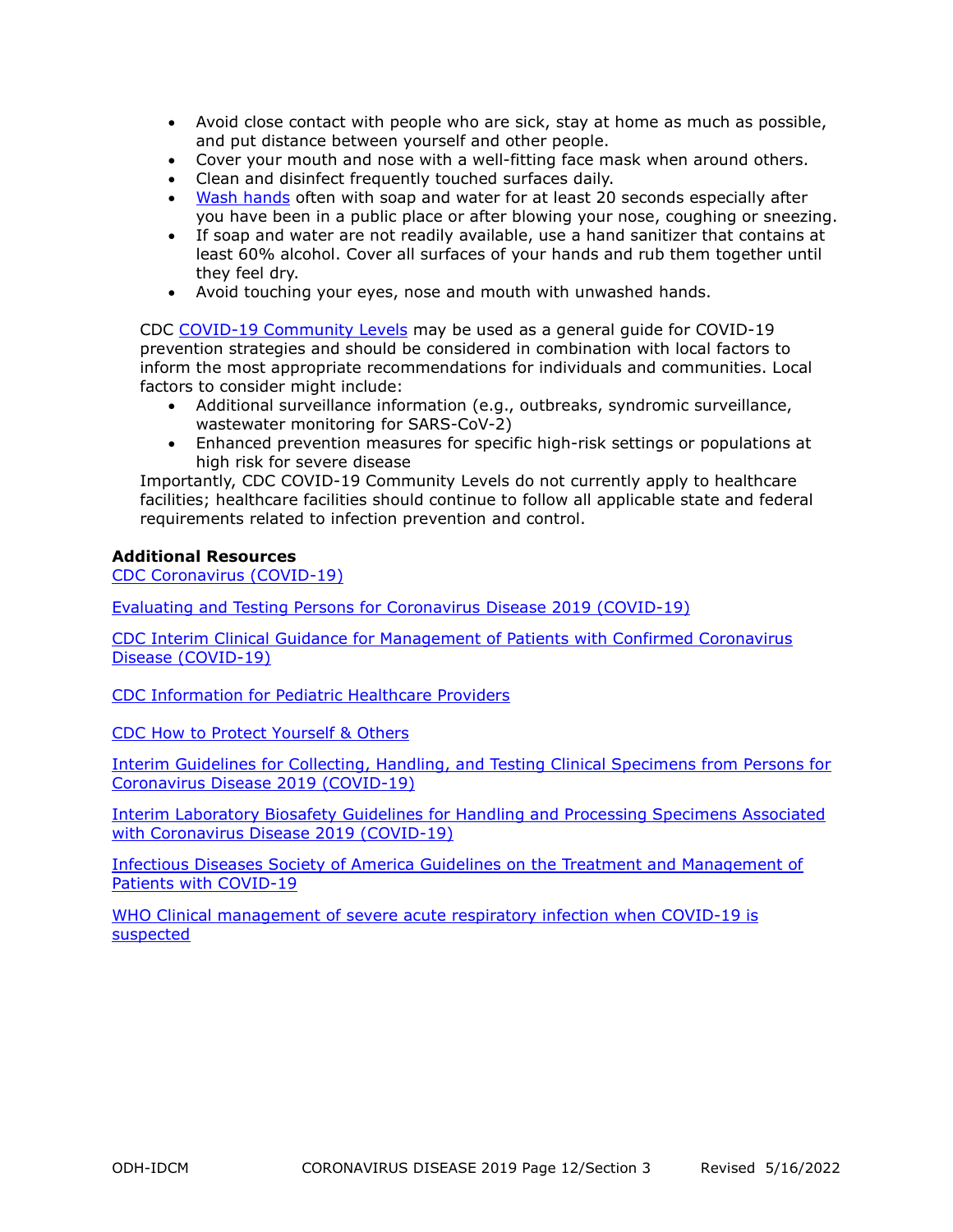- Avoid close contact with people who are sick, stay at home as much as possible, and put distance between yourself and other people.
- Cover your mouth and nose with a well-fitting face mask when around others.
- Clean and disinfect frequently touched surfaces daily.
- [Wash hands](#) often with soap and water for at least 20 seconds especially after you have been in a public place or after blowing your nose, coughing or sneezing.
- If soap and water are not readily available, use a hand sanitizer that contains at least 60% alcohol. Cover all surfaces of your hands and rub them together until they feel dry.
- Avoid touching your eyes, nose and mouth with unwashed hands.

CDC [COVID-19 Community Levels](#) may be used as a general guide for COVID-19 prevention strategies and should be considered in combination with local factors to inform the most appropriate recommendations for individuals and communities. Local factors to consider might include:

- Additional surveillance information (e.g., outbreaks, syndromic surveillance, wastewater monitoring for SARS-CoV-2)
- Enhanced prevention measures for specific high-risk settings or populations at high risk for severe disease

Importantly, CDC COVID-19 Community Levels do not currently apply to healthcare facilities; healthcare facilities should continue to follow all applicable state and federal requirements related to infection prevention and control.

**Additional Resources**

[CDC Coronavirus (COVID-19)](#)

[Evaluating and Testing Persons for Coronavirus Disease 2019 (COVID-19)](#)

[CDC Interim Clinical Guidance for Management of Patients with Confirmed Coronavirus Disease (COVID-19)](#)

[CDC Information for Pediatric Healthcare Providers](#)

[CDC How to Protect Yourself & Others](#)

[Interim Guidelines for Collecting, Handling, and Testing Clinical Specimens from Persons for Coronavirus Disease 2019 (COVID-19)](#)

[Interim Laboratory Biosafety Guidelines for Handling and Processing Specimens Associated with Coronavirus Disease 2019 (COVID-19)](#)

[Infectious Diseases Society of America Guidelines on the Treatment and Management of Patients with COVID-19](#)

[WHO Clinical management of severe acute respiratory infection when COVID-19 is suspected](#)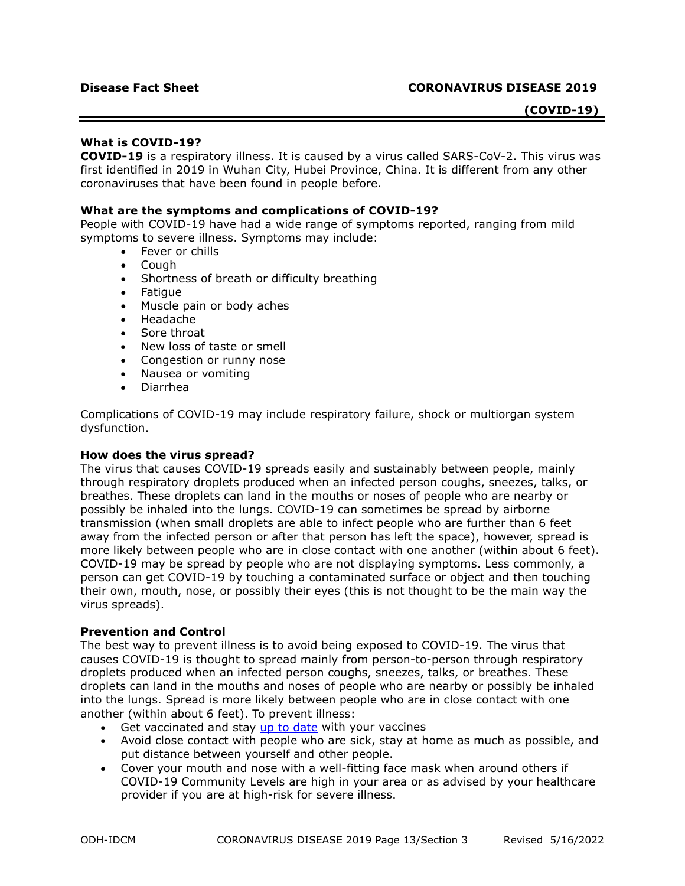**Disease Fact Sheet** **CORONAVIRUS DISEASE 2019 (COVID-19)**

### What is COVID-19?

**COVID-19** is a respiratory illness. It is caused by a virus called SARS-CoV-2. This virus was first identified in 2019 in Wuhan City, Hubei Province, China. It is different from any other coronaviruses that have been found in people before.

### What are the symptoms and complications of COVID-19?

People with COVID-19 have had a wide range of symptoms reported, ranging from mild symptoms to severe illness. Symptoms may include:

- Fever or chills
- Cough
- Shortness of breath or difficulty breathing
- Fatigue
- Muscle pain or body aches
- Headache
- Sore throat
- New loss of taste or smell
- Congestion or runny nose
- Nausea or vomiting
- Diarrhea

Complications of COVID-19 may include respiratory failure, shock or multiorgan system dysfunction.

### How does the virus spread?

The virus that causes COVID-19 spreads easily and sustainably between people, mainly through respiratory droplets produced when an infected person coughs, sneezes, talks, or breathes. These droplets can land in the mouths or noses of people who are nearby or possibly be inhaled into the lungs. COVID-19 can sometimes be spread by airborne transmission (when small droplets are able to infect people who are further than 6 feet away from the infected person or after that person has left the space), however, spread is more likely between people who are in close contact with one another (within about 6 feet). COVID-19 may be spread by people who are not displaying symptoms. Less commonly, a person can get COVID-19 by touching a contaminated surface or object and then touching their own, mouth, nose, or possibly their eyes (this is not thought to be the main way the virus spreads).

### Prevention and Control

The best way to prevent illness is to avoid being exposed to COVID-19. The virus that causes COVID-19 is thought to spread mainly from person-to-person through respiratory droplets produced when an infected person coughs, sneezes, talks, or breathes. These droplets can land in the mouths and noses of people who are nearby or possibly be inhaled into the lungs. Spread is more likely between people who are in close contact with one another (within about 6 feet). To prevent illness:

- Get vaccinated and stay up to date with your vaccines
- Avoid close contact with people who are sick, stay at home as much as possible, and put distance between yourself and other people.
- Cover your mouth and nose with a well-fitting face mask when around others if COVID-19 Community Levels are high in your area or as advised by your healthcare provider if you are at high-risk for severe illness.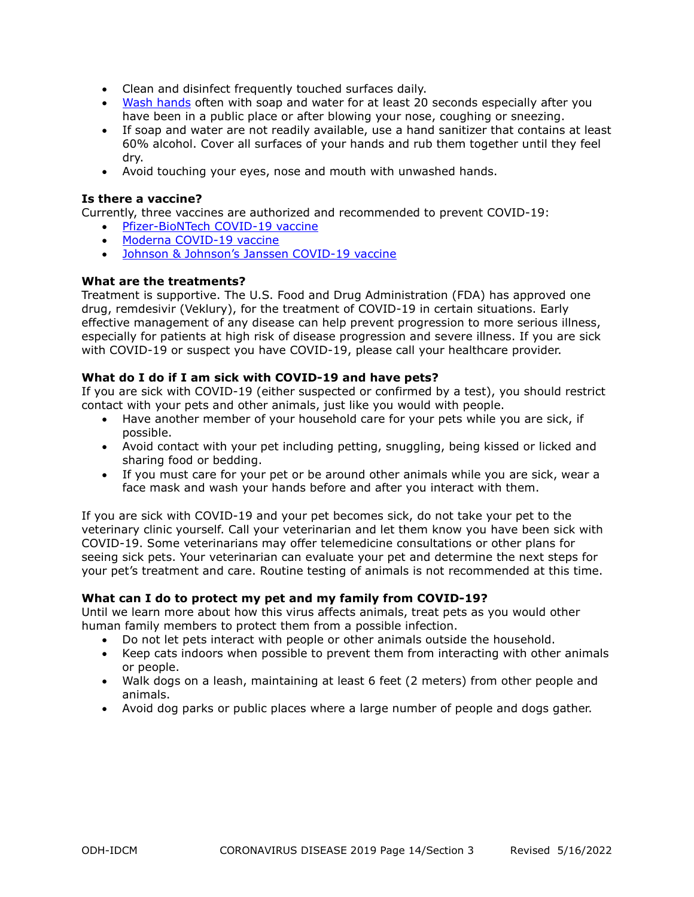- Clean and disinfect frequently touched surfaces daily.
- Wash hands often with soap and water for at least 20 seconds especially after you have been in a public place or after blowing your nose, coughing or sneezing.
- If soap and water are not readily available, use a hand sanitizer that contains at least 60% alcohol. Cover all surfaces of your hands and rub them together until they feel dry.
- Avoid touching your eyes, nose and mouth with unwashed hands.

**Is there a vaccine?**

Currently, three vaccines are authorized and recommended to prevent COVID-19:

- Pfizer-BioNTech COVID-19 vaccine
- Moderna COVID-19 vaccine
- Johnson & Johnson's Janssen COVID-19 vaccine

**What are the treatments?**

Treatment is supportive. The U.S. Food and Drug Administration (FDA) has approved one drug, remdesivir (Veklury), for the treatment of COVID-19 in certain situations. Early effective management of any disease can help prevent progression to more serious illness, especially for patients at high risk of disease progression and severe illness. If you are sick with COVID-19 or suspect you have COVID-19, please call your healthcare provider.

**What do I do if I am sick with COVID-19 and have pets?**

If you are sick with COVID-19 (either suspected or confirmed by a test), you should restrict contact with your pets and other animals, just like you would with people.

- Have another member of your household care for your pets while you are sick, if possible.
- Avoid contact with your pet including petting, snuggling, being kissed or licked and sharing food or bedding.
- If you must care for your pet or be around other animals while you are sick, wear a face mask and wash your hands before and after you interact with them.

If you are sick with COVID-19 and your pet becomes sick, do not take your pet to the veterinary clinic yourself. Call your veterinarian and let them know you have been sick with COVID-19. Some veterinarians may offer telemedicine consultations or other plans for seeing sick pets. Your veterinarian can evaluate your pet and determine the next steps for your pet's treatment and care. Routine testing of animals is not recommended at this time.

**What can I do to protect my pet and my family from COVID-19?**

Until we learn more about how this virus affects animals, treat pets as you would other human family members to protect them from a possible infection.

- Do not let pets interact with people or other animals outside the household.
- Keep cats indoors when possible to prevent them from interacting with other animals or people.
- Walk dogs on a leash, maintaining at least 6 feet (2 meters) from other people and animals.
- Avoid dog parks or public places where a large number of people and dogs gather.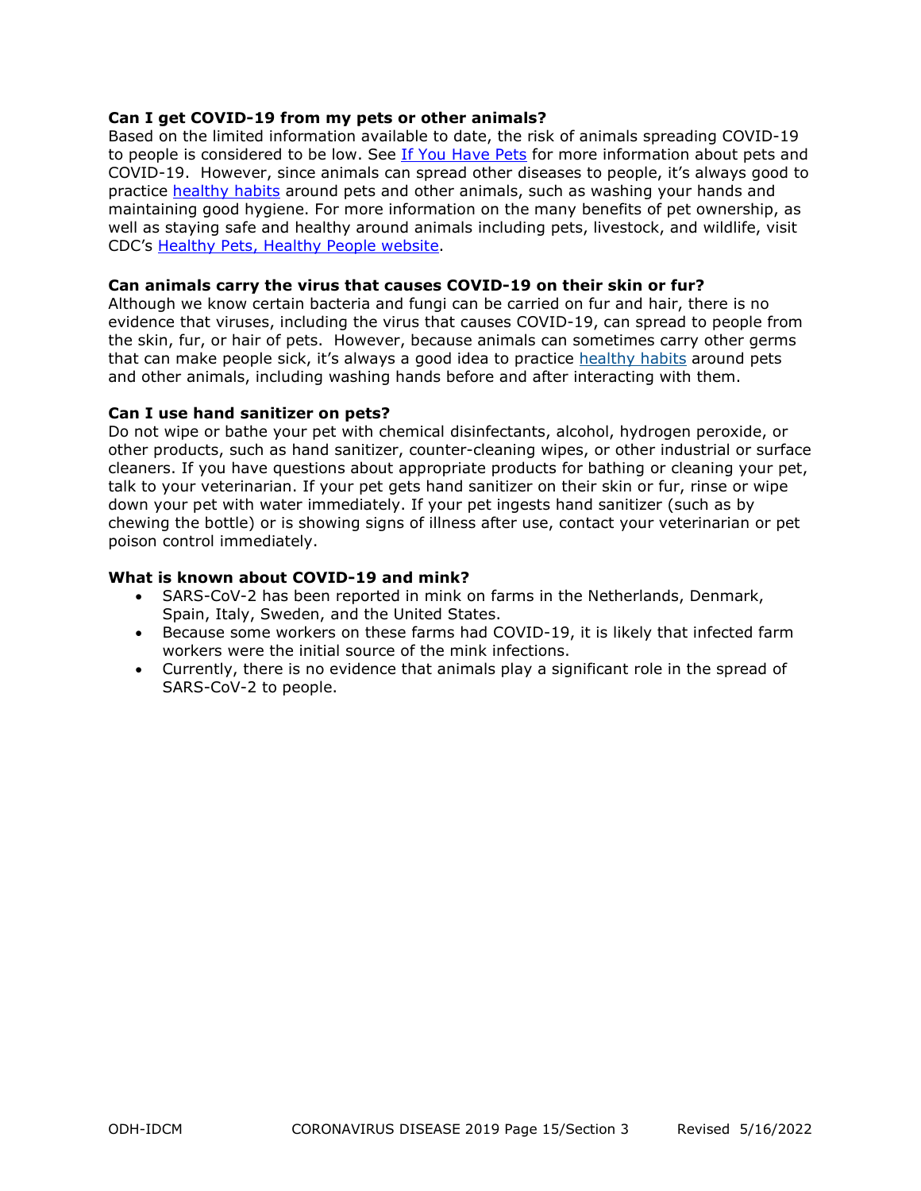**Can I get COVID-19 from my pets or other animals?**

Based on the limited information available to date, the risk of animals spreading COVID-19 to people is considered to be low. See [If You Have Pets] for more information about pets and COVID-19. However, since animals can spread other diseases to people, it's always good to practice [healthy habits] around pets and other animals, such as washing your hands and maintaining good hygiene. For more information on the many benefits of pet ownership, as well as staying safe and healthy around animals including pets, livestock, and wildlife, visit CDC's [Healthy Pets, Healthy People website].

**Can animals carry the virus that causes COVID-19 on their skin or fur?**

Although we know certain bacteria and fungi can be carried on fur and hair, there is no evidence that viruses, including the virus that causes COVID-19, can spread to people from the skin, fur, or hair of pets. However, because animals can sometimes carry other germs that can make people sick, it's always a good idea to practice [healthy habits] around pets and other animals, including washing hands before and after interacting with them.

**Can I use hand sanitizer on pets?**

Do not wipe or bathe your pet with chemical disinfectants, alcohol, hydrogen peroxide, or other products, such as hand sanitizer, counter-cleaning wipes, or other industrial or surface cleaners. If you have questions about appropriate products for bathing or cleaning your pet, talk to your veterinarian. If your pet gets hand sanitizer on their skin or fur, rinse or wipe down your pet with water immediately. If your pet ingests hand sanitizer (such as by chewing the bottle) or is showing signs of illness after use, contact your veterinarian or pet poison control immediately.

**What is known about COVID-19 and mink?**

- SARS-CoV-2 has been reported in mink on farms in the Netherlands, Denmark, Spain, Italy, Sweden, and the United States.
- Because some workers on these farms had COVID-19, it is likely that infected farm workers were the initial source of the mink infections.
- Currently, there is no evidence that animals play a significant role in the spread of SARS-CoV-2 to people.